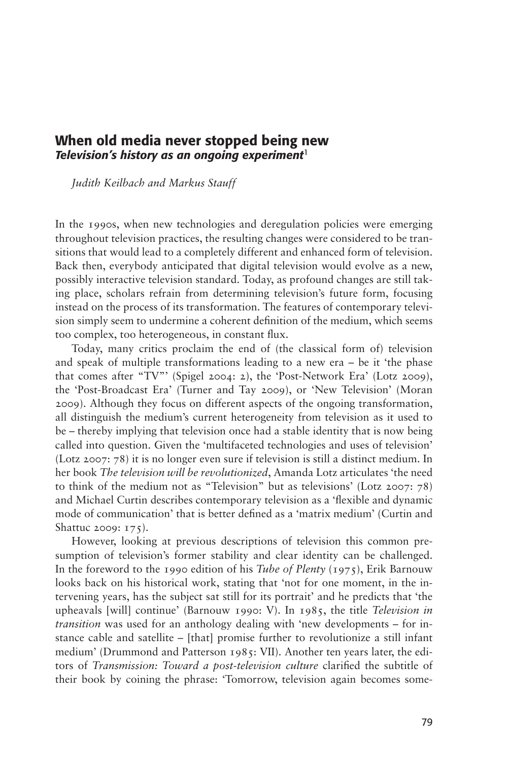# When old media never stopped being new

## *Television's history as an ongoing experiment*[1]

*Judith Keilbach and Markus Stauff*

In the 1990s, when new technologies and deregulation policies were emerging throughout television practices, the resulting changes were considered to be transitions that would lead to a completely different and enhanced form of television. Back then, everybody anticipated that digital television would evolve as a new, possibly interactive television standard. Today, as profound changes are still taking place, scholars refrain from determining television's future form, focusing instead on the process of its transformation. The features of contemporary television simply seem to undermine a coherent definition of the medium, which seems too complex, too heterogeneous, in constant flux.

Today, many critics proclaim the end of (the classical form of) television and speak of multiple transformations leading to a new era – be it 'the phase that comes after "TV"' (Spigel 2004: 2), the 'Post-Network Era' (Lotz 2009), the 'Post-Broadcast Era' (Turner and Tay 2009), or 'New Television' (Moran 2009). Although they focus on different aspects of the ongoing transformation, all distinguish the medium's current heterogeneity from television as it used to be – thereby implying that television once had a stable identity that is now being called into question. Given the 'multifaceted technologies and uses of television' (Lotz 2007: 78) it is no longer even sure if television is still a distinct medium. In her book *The television will be revolutionized*, Amanda Lotz articulates 'the need to think of the medium not as "Television" but as televisions' (Lotz 2007: 78) and Michael Curtin describes contemporary television as a 'flexible and dynamic mode of communication' that is better defined as a 'matrix medium' (Curtin and Shattuc 2009: 175).

However, looking at previous descriptions of television this common presumption of television's former stability and clear identity can be challenged. In the foreword to the 1990 edition of his *Tube of Plenty* (1975), Erik Barnouw looks back on his historical work, stating that 'not for one moment, in the intervening years, has the subject sat still for its portrait' and he predicts that 'the upheavals [will] continue' (Barnouw 1990: V). In 1985, the title *Television in transition* was used for an anthology dealing with 'new developments – for instance cable and satellite – [that] promise further to revolutionize a still infant medium' (Drummond and Patterson 1985: VII). Another ten years later, the editors of *Transmission: Toward a post-television culture* clarified the subtitle of their book by coining the phrase: 'Tomorrow, television again becomes some-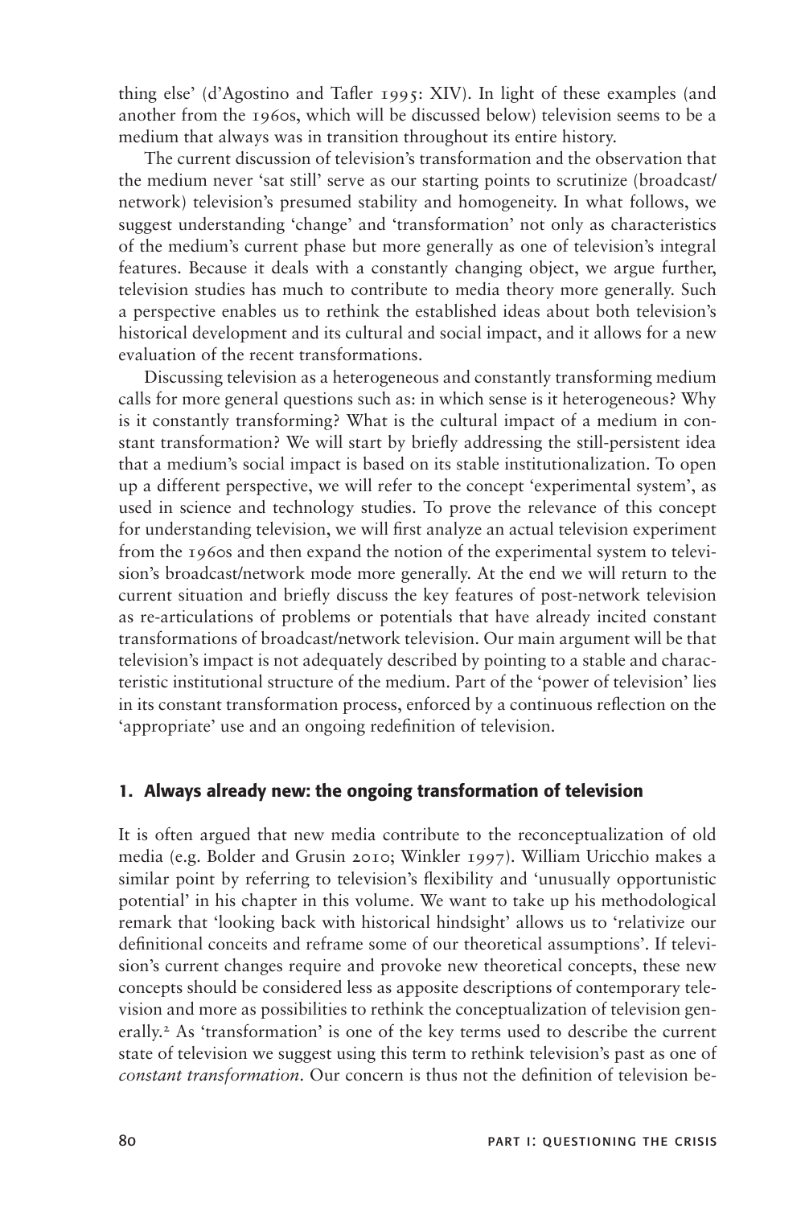thing else' (d'Agostino and Tafler 1995: XIV). In light of these examples (and another from the 1960s, which will be discussed below) television seems to be a medium that always was in transition throughout its entire history.

The current discussion of television's transformation and the observation that the medium never 'sat still' serve as our starting points to scrutinize (broadcast/network) television's presumed stability and homogeneity. In what follows, we suggest understanding 'change' and 'transformation' not only as characteristics of the medium's current phase but more generally as one of television's integral features. Because it deals with a constantly changing object, we argue further, television studies has much to contribute to media theory more generally. Such a perspective enables us to rethink the established ideas about both television's historical development and its cultural and social impact, and it allows for a new evaluation of the recent transformations.

Discussing television as a heterogeneous and constantly transforming medium calls for more general questions such as: in which sense is it heterogeneous? Why is it constantly transforming? What is the cultural impact of a medium in constant transformation? We will start by briefly addressing the still-persistent idea that a medium's social impact is based on its stable institutionalization. To open up a different perspective, we will refer to the concept 'experimental system', as used in science and technology studies. To prove the relevance of this concept for understanding television, we will first analyze an actual television experiment from the 1960s and then expand the notion of the experimental system to television's broadcast/network mode more generally. At the end we will return to the current situation and briefly discuss the key features of post-network television as re-articulations of problems or potentials that have already incited constant transformations of broadcast/network television. Our main argument will be that television's impact is not adequately described by pointing to a stable and characteristic institutional structure of the medium. Part of the 'power of television' lies in its constant transformation process, enforced by a continuous reflection on the 'appropriate' use and an ongoing redefinition of television.

## 1. Always already new: the ongoing transformation of television

It is often argued that new media contribute to the reconceptualization of old media (e.g. Bolder and Grusin 2010; Winkler 1997). William Uricchio makes a similar point by referring to television's flexibility and 'unusually opportunistic potential' in his chapter in this volume. We want to take up his methodological remark that 'looking back with historical hindsight' allows us to 'relativize our definitional conceits and reframe some of our theoretical assumptions'. If television's current changes require and provoke new theoretical concepts, these new concepts should be considered less as apposite descriptions of contemporary television and more as possibilities to rethink the conceptualization of television generally.[2] As 'transformation' is one of the key terms used to describe the current state of television we suggest using this term to rethink television's past as one of *constant transformation*. Our concern is thus not the definition of television be-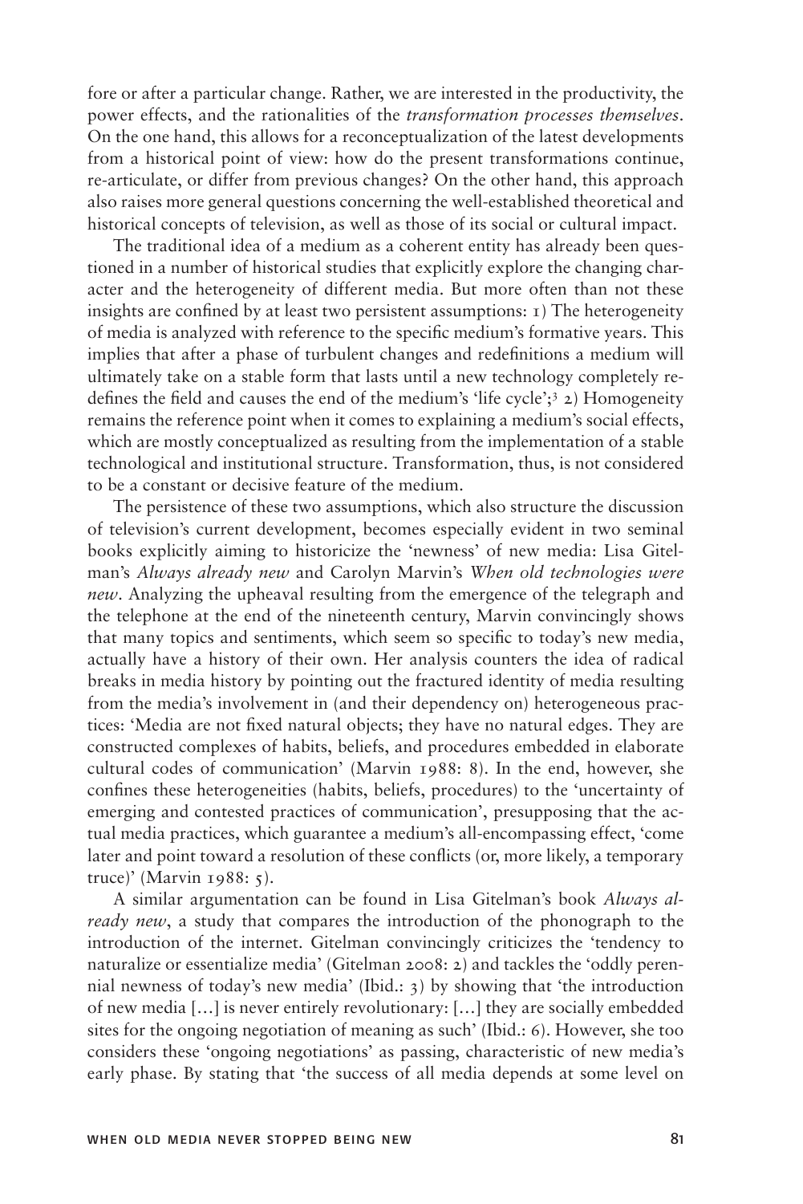fore or after a particular change. Rather, we are interested in the productivity, the power effects, and the rationalities of the *transformation processes themselves*. On the one hand, this allows for a reconceptualization of the latest developments from a historical point of view: how do the present transformations continue, re-articulate, or differ from previous changes? On the other hand, this approach also raises more general questions concerning the well-established theoretical and historical concepts of television, as well as those of its social or cultural impact.

The traditional idea of a medium as a coherent entity has already been questioned in a number of historical studies that explicitly explore the changing character and the heterogeneity of different media. But more often than not these insights are confined by at least two persistent assumptions: 1) The heterogeneity of media is analyzed with reference to the specific medium's formative years. This implies that after a phase of turbulent changes and redefinitions a medium will ultimately take on a stable form that lasts until a new technology completely redefines the field and causes the end of the medium's 'life cycle';[3] 2) Homogeneity remains the reference point when it comes to explaining a medium's social effects, which are mostly conceptualized as resulting from the implementation of a stable technological and institutional structure. Transformation, thus, is not considered to be a constant or decisive feature of the medium.

The persistence of these two assumptions, which also structure the discussion of television's current development, becomes especially evident in two seminal books explicitly aiming to historicize the 'newness' of new media: Lisa Gitelman's *Always already new* and Carolyn Marvin's *When old technologies were new*. Analyzing the upheaval resulting from the emergence of the telegraph and the telephone at the end of the nineteenth century, Marvin convincingly shows that many topics and sentiments, which seem so specific to today's new media, actually have a history of their own. Her analysis counters the idea of radical breaks in media history by pointing out the fractured identity of media resulting from the media's involvement in (and their dependency on) heterogeneous practices: 'Media are not fixed natural objects; they have no natural edges. They are constructed complexes of habits, beliefs, and procedures embedded in elaborate cultural codes of communication' (Marvin 1988: 8). In the end, however, she confines these heterogeneities (habits, beliefs, procedures) to the 'uncertainty of emerging and contested practices of communication', presupposing that the actual media practices, which guarantee a medium's all-encompassing effect, 'come later and point toward a resolution of these conflicts (or, more likely, a temporary truce)' (Marvin 1988: 5).

A similar argumentation can be found in Lisa Gitelman's book *Always already new*, a study that compares the introduction of the phonograph to the introduction of the internet. Gitelman convincingly criticizes the 'tendency to naturalize or essentialize media' (Gitelman 2008: 2) and tackles the 'oddly perennial newness of today's new media' (Ibid.: 3) by showing that 'the introduction of new media […] is never entirely revolutionary: […] they are socially embedded sites for the ongoing negotiation of meaning as such' (Ibid.: 6). However, she too considers these 'ongoing negotiations' as passing, characteristic of new media's early phase. By stating that 'the success of all media depends at some level on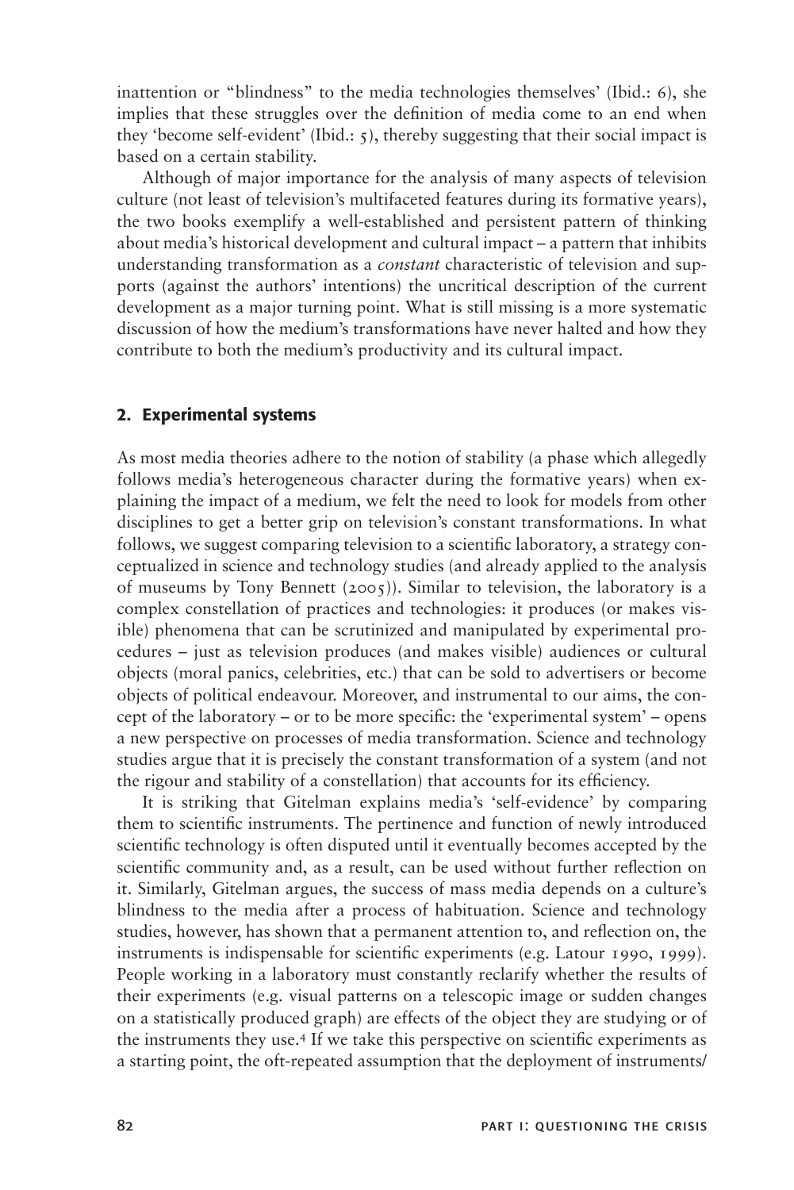inattention or "blindness" to the media technologies themselves' (Ibid.: 6), she implies that these struggles over the definition of media come to an end when they 'become self-evident' (Ibid.: 5), thereby suggesting that their social impact is based on a certain stability.

Although of major importance for the analysis of many aspects of television culture (not least of television's multifaceted features during its formative years), the two books exemplify a well-established and persistent pattern of thinking about media's historical development and cultural impact – a pattern that inhibits understanding transformation as a *constant* characteristic of television and supports (against the authors' intentions) the uncritical description of the current development as a major turning point. What is still missing is a more systematic discussion of how the medium's transformations have never halted and how they contribute to both the medium's productivity and its cultural impact.

## 2. Experimental systems

As most media theories adhere to the notion of stability (a phase which allegedly follows media's heterogeneous character during the formative years) when explaining the impact of a medium, we felt the need to look for models from other disciplines to get a better grip on television's constant transformations. In what follows, we suggest comparing television to a scientific laboratory, a strategy conceptualized in science and technology studies (and already applied to the analysis of museums by Tony Bennett (2005)). Similar to television, the laboratory is a complex constellation of practices and technologies: it produces (or makes visible) phenomena that can be scrutinized and manipulated by experimental procedures – just as television produces (and makes visible) audiences or cultural objects (moral panics, celebrities, etc.) that can be sold to advertisers or become objects of political endeavour. Moreover, and instrumental to our aims, the concept of the laboratory – or to be more specific: the 'experimental system' – opens a new perspective on processes of media transformation. Science and technology studies argue that it is precisely the constant transformation of a system (and not the rigour and stability of a constellation) that accounts for its efficiency.

It is striking that Gitelman explains media's 'self-evidence' by comparing them to scientific instruments. The pertinence and function of newly introduced scientific technology is often disputed until it eventually becomes accepted by the scientific community and, as a result, can be used without further reflection on it. Similarly, Gitelman argues, the success of mass media depends on a culture's blindness to the media after a process of habituation. Science and technology studies, however, has shown that a permanent attention to, and reflection on, the instruments is indispensable for scientific experiments (e.g. Latour 1990, 1999). People working in a laboratory must constantly reclarify whether the results of their experiments (e.g. visual patterns on a telescopic image or sudden changes on a statistically produced graph) are effects of the object they are studying or of the instruments they use.[4] If we take this perspective on scientific experiments as a starting point, the oft-repeated assumption that the deployment of instruments/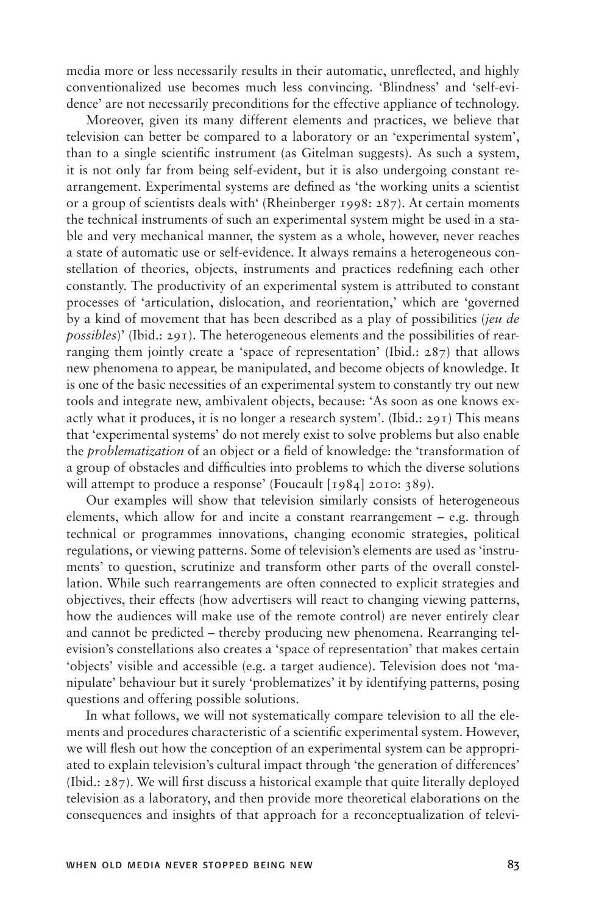media more or less necessarily results in their automatic, unreflected, and highly conventionalized use becomes much less convincing. 'Blindness' and 'self-evidence' are not necessarily preconditions for the effective appliance of technology.

Moreover, given its many different elements and practices, we believe that television can better be compared to a laboratory or an 'experimental system', than to a single scientific instrument (as Gitelman suggests). As such a system, it is not only far from being self-evident, but it is also undergoing constant rearrangement. Experimental systems are defined as 'the working units a scientist or a group of scientists deals with' (Rheinberger 1998: 287). At certain moments the technical instruments of such an experimental system might be used in a stable and very mechanical manner, the system as a whole, however, never reaches a state of automatic use or self-evidence. It always remains a heterogeneous constellation of theories, objects, instruments and practices redefining each other constantly. The productivity of an experimental system is attributed to constant processes of 'articulation, dislocation, and reorientation,' which are 'governed by a kind of movement that has been described as a play of possibilities (*jeu de possibles*)' (Ibid.: 291). The heterogeneous elements and the possibilities of rearranging them jointly create a 'space of representation' (Ibid.: 287) that allows new phenomena to appear, be manipulated, and become objects of knowledge. It is one of the basic necessities of an experimental system to constantly try out new tools and integrate new, ambivalent objects, because: 'As soon as one knows exactly what it produces, it is no longer a research system'. (Ibid.: 291) This means that 'experimental systems' do not merely exist to solve problems but also enable the *problematization* of an object or a field of knowledge: the 'transformation of a group of obstacles and difficulties into problems to which the diverse solutions will attempt to produce a response' (Foucault [1984] 2010: 389).

Our examples will show that television similarly consists of heterogeneous elements, which allow for and incite a constant rearrangement – e.g. through technical or programmes innovations, changing economic strategies, political regulations, or viewing patterns. Some of television's elements are used as 'instruments' to question, scrutinize and transform other parts of the overall constellation. While such rearrangements are often connected to explicit strategies and objectives, their effects (how advertisers will react to changing viewing patterns, how the audiences will make use of the remote control) are never entirely clear and cannot be predicted – thereby producing new phenomena. Rearranging television's constellations also creates a 'space of representation' that makes certain 'objects' visible and accessible (e.g. a target audience). Television does not 'manipulate' behaviour but it surely 'problematizes' it by identifying patterns, posing questions and offering possible solutions.

In what follows, we will not systematically compare television to all the elements and procedures characteristic of a scientific experimental system. However, we will flesh out how the conception of an experimental system can be appropriated to explain television's cultural impact through 'the generation of differences' (Ibid.: 287). We will first discuss a historical example that quite literally deployed television as a laboratory, and then provide more theoretical elaborations on the consequences and insights of that approach for a reconceptualization of televi-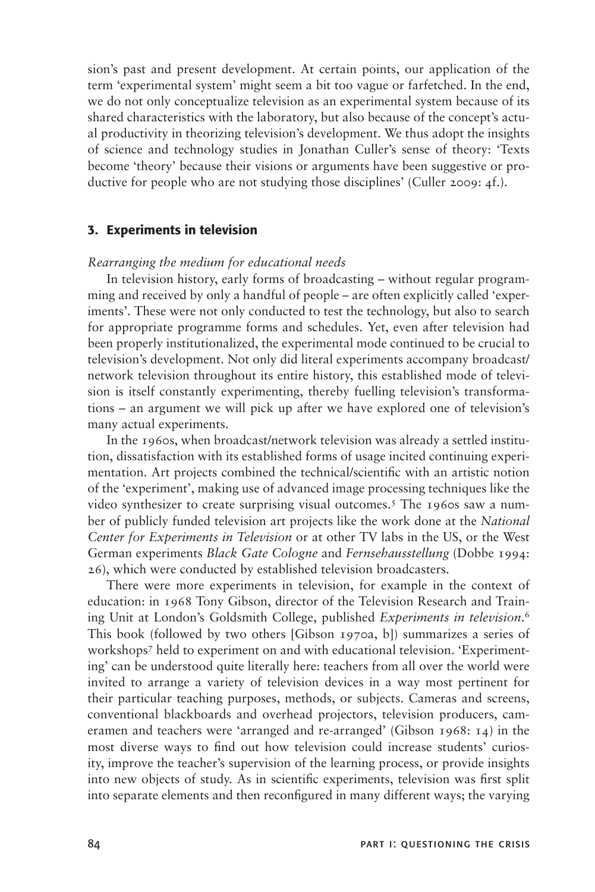sion's past and present development. At certain points, our application of the term 'experimental system' might seem a bit too vague or farfetched. In the end, we do not only conceptualize television as an experimental system because of its shared characteristics with the laboratory, but also because of the concept's actual productivity in theorizing television's development. We thus adopt the insights of science and technology studies in Jonathan Culler's sense of theory: 'Texts become 'theory' because their visions or arguments have been suggestive or productive for people who are not studying those disciplines' (Culler 2009: 4f.).

## 3. Experiments in television

*Rearranging the medium for educational needs*

In television history, early forms of broadcasting – without regular programming and received by only a handful of people – are often explicitly called 'experiments'. These were not only conducted to test the technology, but also to search for appropriate programme forms and schedules. Yet, even after television had been properly institutionalized, the experimental mode continued to be crucial to television's development. Not only did literal experiments accompany broadcast/network television throughout its entire history, this established mode of television is itself constantly experimenting, thereby fuelling television's transformations – an argument we will pick up after we have explored one of television's many actual experiments.

In the 1960s, when broadcast/network television was already a settled institution, dissatisfaction with its established forms of usage incited continuing experimentation. Art projects combined the technical/scientific with an artistic notion of the 'experiment', making use of advanced image processing techniques like the video synthesizer to create surprising visual outcomes.[5] The 1960s saw a number of publicly funded television art projects like the work done at the *National Center for Experiments in Television* or at other TV labs in the US, or the West German experiments *Black Gate Cologne* and *Fernsehausstellung* (Dobbe 1994: 26), which were conducted by established television broadcasters.

There were more experiments in television, for example in the context of education: in 1968 Tony Gibson, director of the Television Research and Training Unit at London's Goldsmith College, published *Experiments in television*.[6] This book (followed by two others [Gibson 1970a, b]) summarizes a series of workshops[7] held to experiment on and with educational television. 'Experimenting' can be understood quite literally here: teachers from all over the world were invited to arrange a variety of television devices in a way most pertinent for their particular teaching purposes, methods, or subjects. Cameras and screens, conventional blackboards and overhead projectors, television producers, cameramen and teachers were 'arranged and re-arranged' (Gibson 1968: 14) in the most diverse ways to find out how television could increase students' curiosity, improve the teacher's supervision of the learning process, or provide insights into new objects of study. As in scientific experiments, television was first split into separate elements and then reconfigured in many different ways; the varying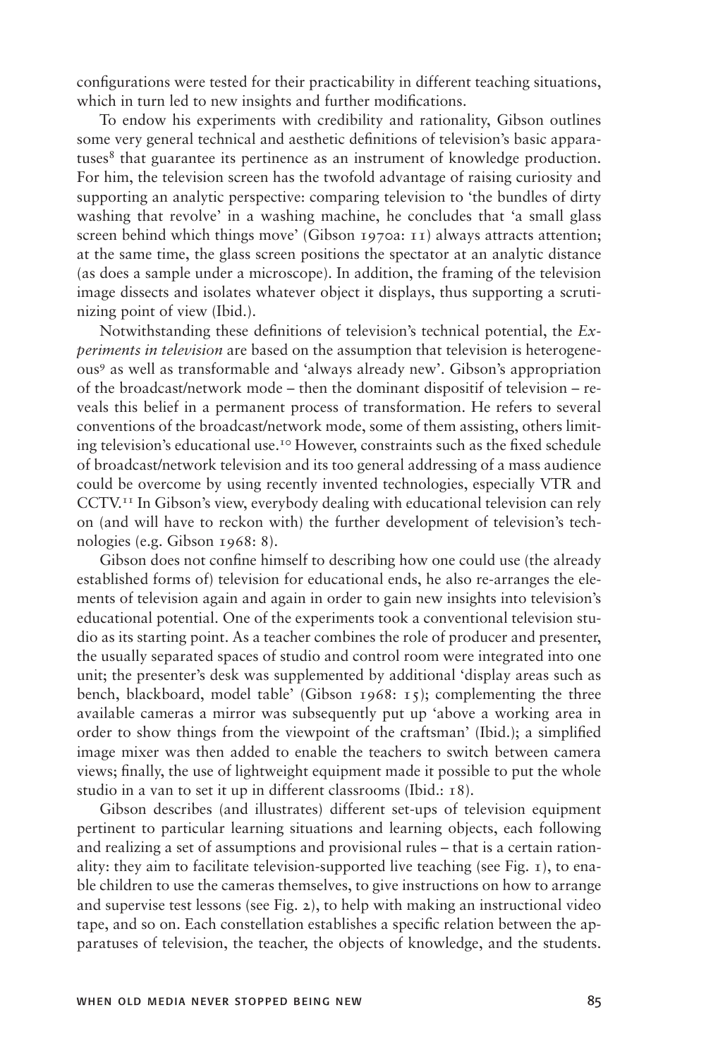configurations were tested for their practicability in different teaching situations, which in turn led to new insights and further modifications.

To endow his experiments with credibility and rationality, Gibson outlines some very general technical and aesthetic definitions of television's basic apparatuses[8] that guarantee its pertinence as an instrument of knowledge production. For him, the television screen has the twofold advantage of raising curiosity and supporting an analytic perspective: comparing television to 'the bundles of dirty washing that revolve' in a washing machine, he concludes that 'a small glass screen behind which things move' (Gibson 1970a: 11) always attracts attention; at the same time, the glass screen positions the spectator at an analytic distance (as does a sample under a microscope). In addition, the framing of the television image dissects and isolates whatever object it displays, thus supporting a scrutinizing point of view (Ibid.).

Notwithstanding these definitions of television's technical potential, the *Experiments in television* are based on the assumption that television is heterogeneous[9] as well as transformable and 'always already new'. Gibson's appropriation of the broadcast/network mode – then the dominant dispositif of television – reveals this belief in a permanent process of transformation. He refers to several conventions of the broadcast/network mode, some of them assisting, others limiting television's educational use.[10] However, constraints such as the fixed schedule of broadcast/network television and its too general addressing of a mass audience could be overcome by using recently invented technologies, especially VTR and CCTV.[11] In Gibson's view, everybody dealing with educational television can rely on (and will have to reckon with) the further development of television's technologies (e.g. Gibson 1968: 8).

Gibson does not confine himself to describing how one could use (the already established forms of) television for educational ends, he also re-arranges the elements of television again and again in order to gain new insights into television's educational potential. One of the experiments took a conventional television studio as its starting point. As a teacher combines the role of producer and presenter, the usually separated spaces of studio and control room were integrated into one unit; the presenter's desk was supplemented by additional 'display areas such as bench, blackboard, model table' (Gibson 1968: 15); complementing the three available cameras a mirror was subsequently put up 'above a working area in order to show things from the viewpoint of the craftsman' (Ibid.); a simplified image mixer was then added to enable the teachers to switch between camera views; finally, the use of lightweight equipment made it possible to put the whole studio in a van to set it up in different classrooms (Ibid.: 18).

Gibson describes (and illustrates) different set-ups of television equipment pertinent to particular learning situations and learning objects, each following and realizing a set of assumptions and provisional rules – that is a certain rationality: they aim to facilitate television-supported live teaching (see Fig. 1), to enable children to use the cameras themselves, to give instructions on how to arrange and supervise test lessons (see Fig. 2), to help with making an instructional video tape, and so on. Each constellation establishes a specific relation between the apparatuses of television, the teacher, the objects of knowledge, and the students.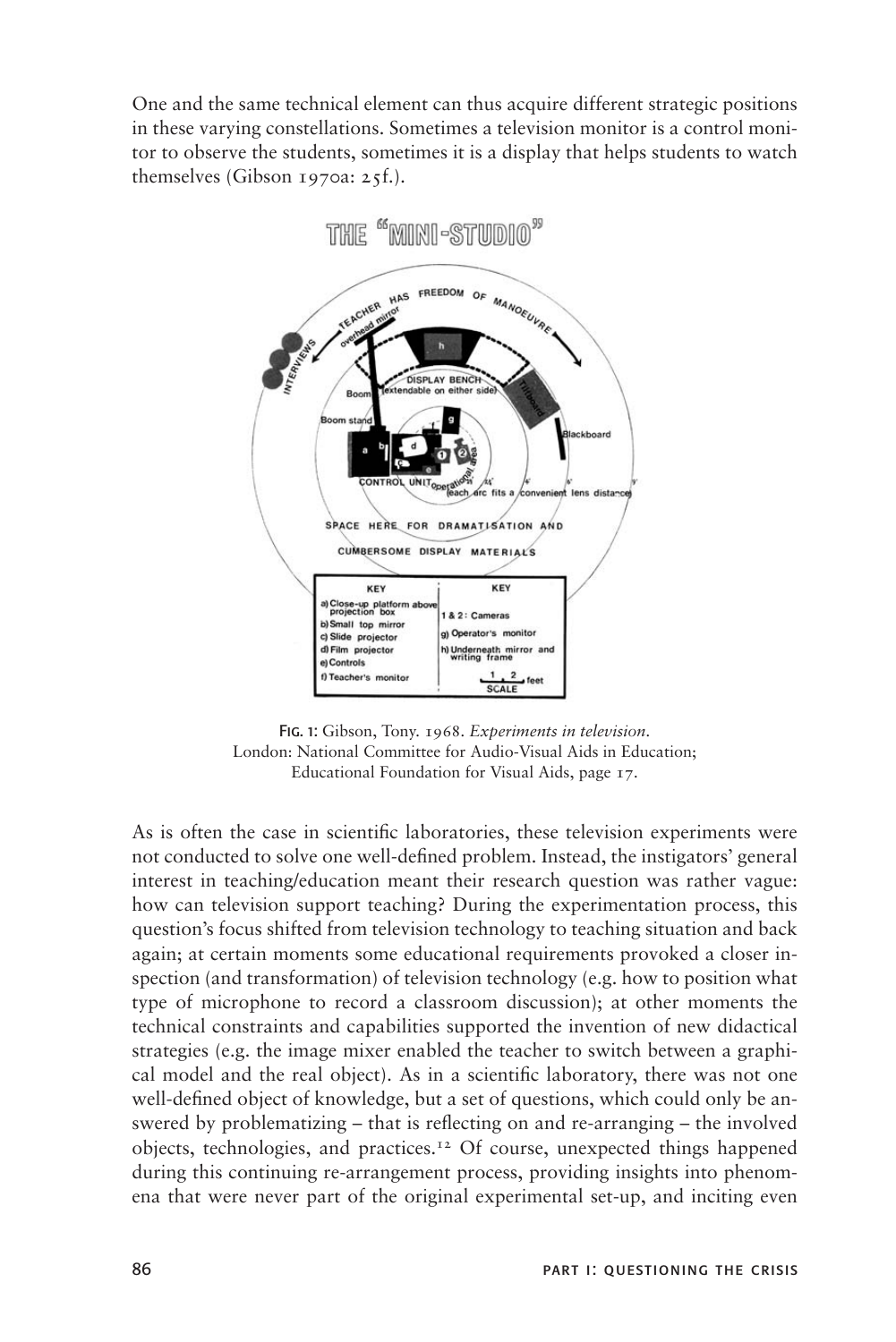One and the same technical element can thus acquire different strategic positions in these varying constellations. Sometimes a television monitor is a control monitor to observe the students, sometimes it is a display that helps students to watch themselves (Gibson 1970a: 25f.).

**Fig. 1:** Gibson, Tony. 1968. *Experiments in television.* London: National Committee for Audio-Visual Aids in Education; Educational Foundation for Visual Aids, page 17.

As is often the case in scientific laboratories, these television experiments were not conducted to solve one well-defined problem. Instead, the instigators' general interest in teaching/education meant their research question was rather vague: how can television support teaching? During the experimentation process, this question's focus shifted from television technology to teaching situation and back again; at certain moments some educational requirements provoked a closer inspection (and transformation) of television technology (e.g. how to position what type of microphone to record a classroom discussion); at other moments the technical constraints and capabilities supported the invention of new didactical strategies (e.g. the image mixer enabled the teacher to switch between a graphical model and the real object). As in a scientific laboratory, there was not one well-defined object of knowledge, but a set of questions, which could only be answered by problematizing – that is reflecting on and re-arranging – the involved objects, technologies, and practices.[12] Of course, unexpected things happened during this continuing re-arrangement process, providing insights into phenomena that were never part of the original experimental set-up, and inciting even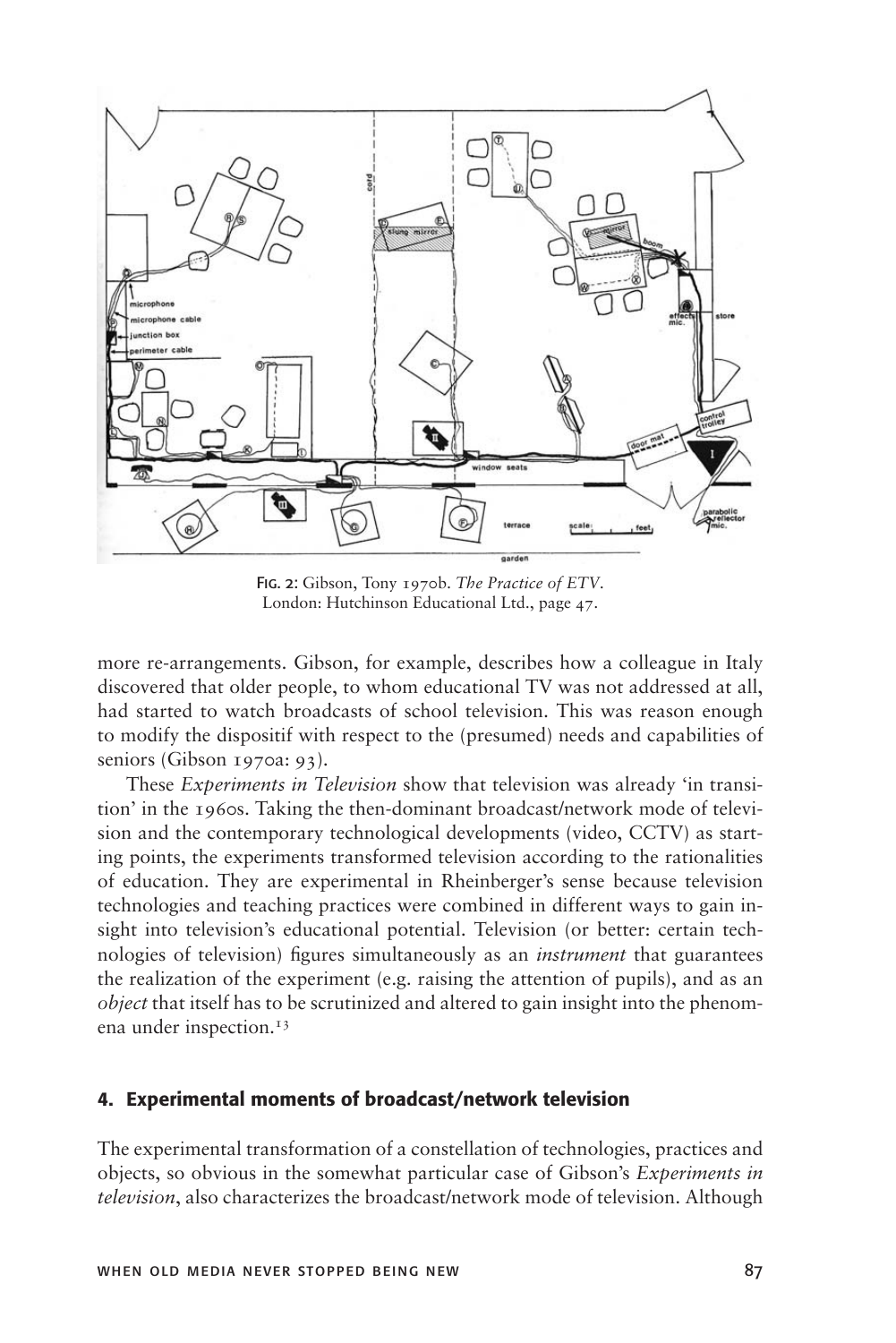**Fig. 2**: Gibson, Tony 1970b. *The Practice of ETV*. London: Hutchinson Educational Ltd., page 47.

more re-arrangements. Gibson, for example, describes how a colleague in Italy discovered that older people, to whom educational TV was not addressed at all, had started to watch broadcasts of school television. This was reason enough to modify the dispositif with respect to the (presumed) needs and capabilities of seniors (Gibson 1970a: 93).

These *Experiments in Television* show that television was already 'in transition' in the 1960s. Taking the then-dominant broadcast/network mode of television and the contemporary technological developments (video, CCTV) as starting points, the experiments transformed television according to the rationalities of education. They are experimental in Rheinberger's sense because television technologies and teaching practices were combined in different ways to gain insight into television's educational potential. Television (or better: certain technologies of television) figures simultaneously as an *instrument* that guarantees the realization of the experiment (e.g. raising the attention of pupils), and as an *object* that itself has to be scrutinized and altered to gain insight into the phenomena under inspection.[13]

## 4. Experimental moments of broadcast/network television

The experimental transformation of a constellation of technologies, practices and objects, so obvious in the somewhat particular case of Gibson's *Experiments in television*, also characterizes the broadcast/network mode of television. Although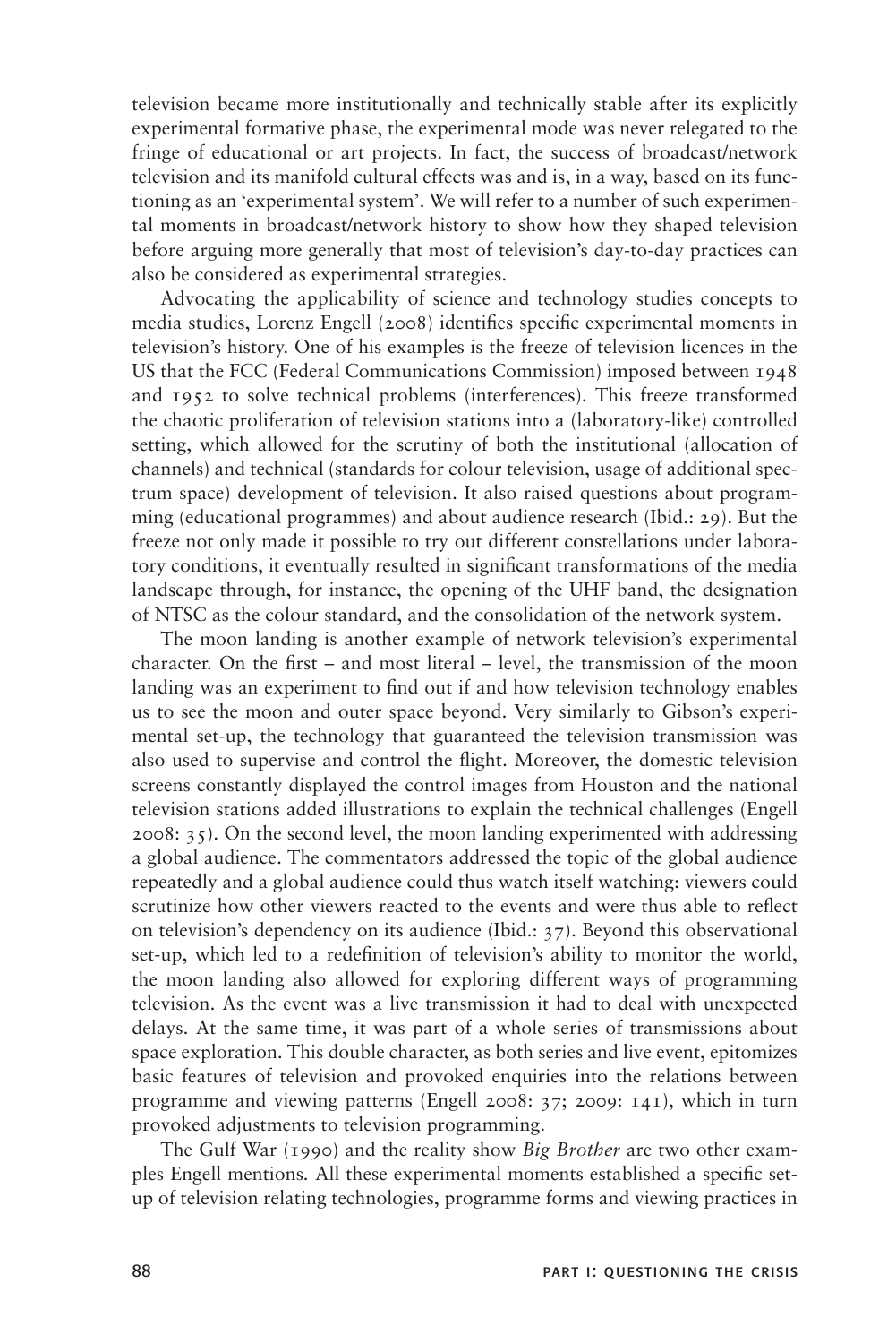television became more institutionally and technically stable after its explicitly experimental formative phase, the experimental mode was never relegated to the fringe of educational or art projects. In fact, the success of broadcast/network television and its manifold cultural effects was and is, in a way, based on its functioning as an 'experimental system'. We will refer to a number of such experimental moments in broadcast/network history to show how they shaped television before arguing more generally that most of television's day-to-day practices can also be considered as experimental strategies.

Advocating the applicability of science and technology studies concepts to media studies, Lorenz Engell (2008) identifies specific experimental moments in television's history. One of his examples is the freeze of television licences in the US that the FCC (Federal Communications Commission) imposed between 1948 and 1952 to solve technical problems (interferences). This freeze transformed the chaotic proliferation of television stations into a (laboratory-like) controlled setting, which allowed for the scrutiny of both the institutional (allocation of channels) and technical (standards for colour television, usage of additional spectrum space) development of television. It also raised questions about programming (educational programmes) and about audience research (Ibid.: 29). But the freeze not only made it possible to try out different constellations under laboratory conditions, it eventually resulted in significant transformations of the media landscape through, for instance, the opening of the UHF band, the designation of NTSC as the colour standard, and the consolidation of the network system.

The moon landing is another example of network television's experimental character. On the first – and most literal – level, the transmission of the moon landing was an experiment to find out if and how television technology enables us to see the moon and outer space beyond. Very similarly to Gibson's experimental set-up, the technology that guaranteed the television transmission was also used to supervise and control the flight. Moreover, the domestic television screens constantly displayed the control images from Houston and the national television stations added illustrations to explain the technical challenges (Engell 2008: 35). On the second level, the moon landing experimented with addressing a global audience. The commentators addressed the topic of the global audience repeatedly and a global audience could thus watch itself watching: viewers could scrutinize how other viewers reacted to the events and were thus able to reflect on television's dependency on its audience (Ibid.: 37). Beyond this observational set-up, which led to a redefinition of television's ability to monitor the world, the moon landing also allowed for exploring different ways of programming television. As the event was a live transmission it had to deal with unexpected delays. At the same time, it was part of a whole series of transmissions about space exploration. This double character, as both series and live event, epitomizes basic features of television and provoked enquiries into the relations between programme and viewing patterns (Engell 2008: 37; 2009: 141), which in turn provoked adjustments to television programming.

The Gulf War (1990) and the reality show *Big Brother* are two other examples Engell mentions. All these experimental moments established a specific set-up of television relating technologies, programme forms and viewing practices in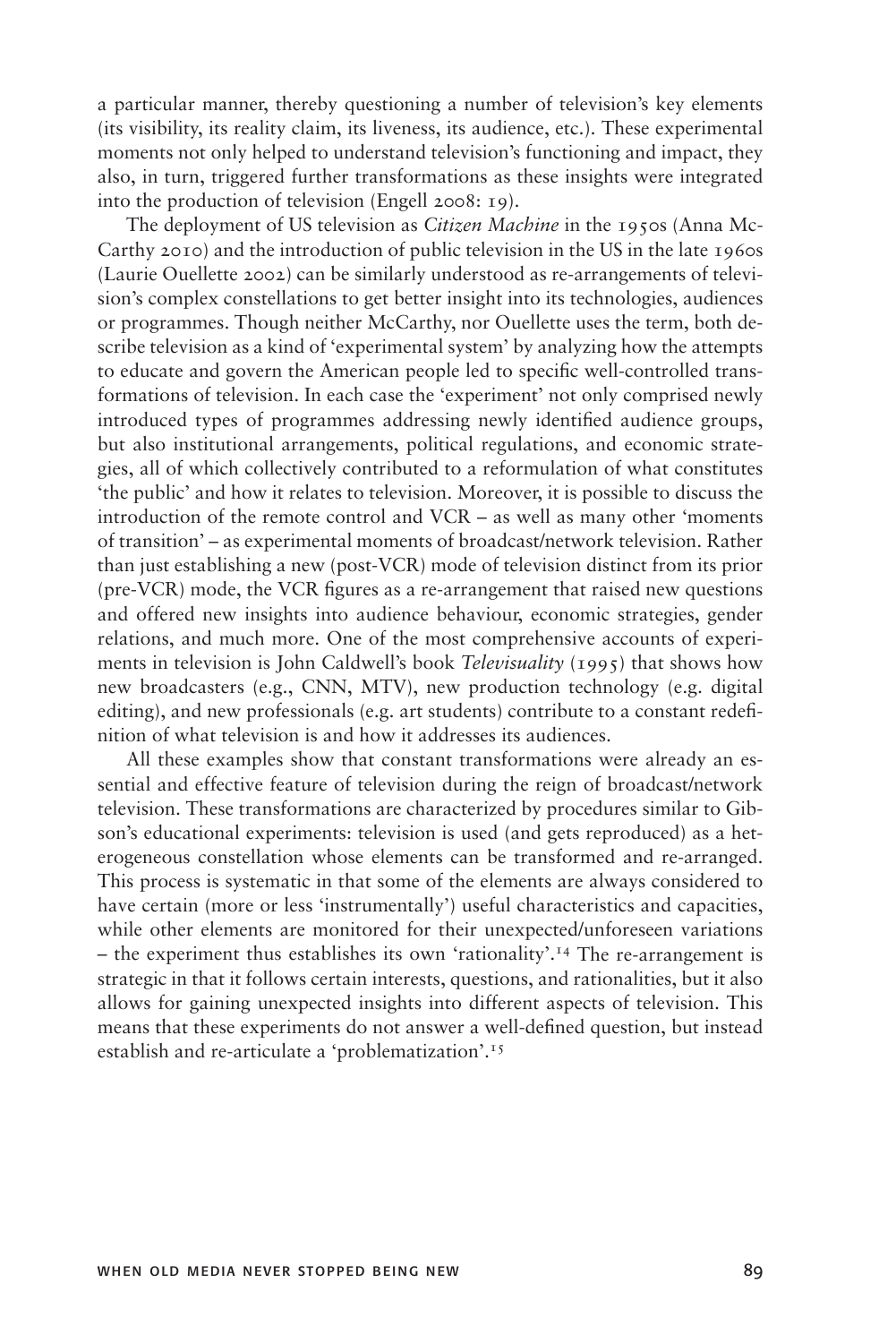a particular manner, thereby questioning a number of television's key elements (its visibility, its reality claim, its liveness, its audience, etc.). These experimental moments not only helped to understand television's functioning and impact, they also, in turn, triggered further transformations as these insights were integrated into the production of television (Engell 2008: 19).

The deployment of US television as *Citizen Machine* in the 1950s (Anna McCarthy 2010) and the introduction of public television in the US in the late 1960s (Laurie Ouellette 2002) can be similarly understood as re-arrangements of television's complex constellations to get better insight into its technologies, audiences or programmes. Though neither McCarthy, nor Ouellette uses the term, both describe television as a kind of 'experimental system' by analyzing how the attempts to educate and govern the American people led to specific well-controlled transformations of television. In each case the 'experiment' not only comprised newly introduced types of programmes addressing newly identified audience groups, but also institutional arrangements, political regulations, and economic strategies, all of which collectively contributed to a reformulation of what constitutes 'the public' and how it relates to television. Moreover, it is possible to discuss the introduction of the remote control and VCR – as well as many other 'moments of transition' – as experimental moments of broadcast/network television. Rather than just establishing a new (post-VCR) mode of television distinct from its prior (pre-VCR) mode, the VCR figures as a re-arrangement that raised new questions and offered new insights into audience behaviour, economic strategies, gender relations, and much more. One of the most comprehensive accounts of experiments in television is John Caldwell's book *Televisuality* (1995) that shows how new broadcasters (e.g., CNN, MTV), new production technology (e.g. digital editing), and new professionals (e.g. art students) contribute to a constant redefinition of what television is and how it addresses its audiences.

All these examples show that constant transformations were already an essential and effective feature of television during the reign of broadcast/network television. These transformations are characterized by procedures similar to Gibson's educational experiments: television is used (and gets reproduced) as a heterogeneous constellation whose elements can be transformed and re-arranged. This process is systematic in that some of the elements are always considered to have certain (more or less 'instrumentally') useful characteristics and capacities, while other elements are monitored for their unexpected/unforeseen variations – the experiment thus establishes its own 'rationality'.[14] The re-arrangement is strategic in that it follows certain interests, questions, and rationalities, but it also allows for gaining unexpected insights into different aspects of television. This means that these experiments do not answer a well-defined question, but instead establish and re-articulate a 'problematization'.[15]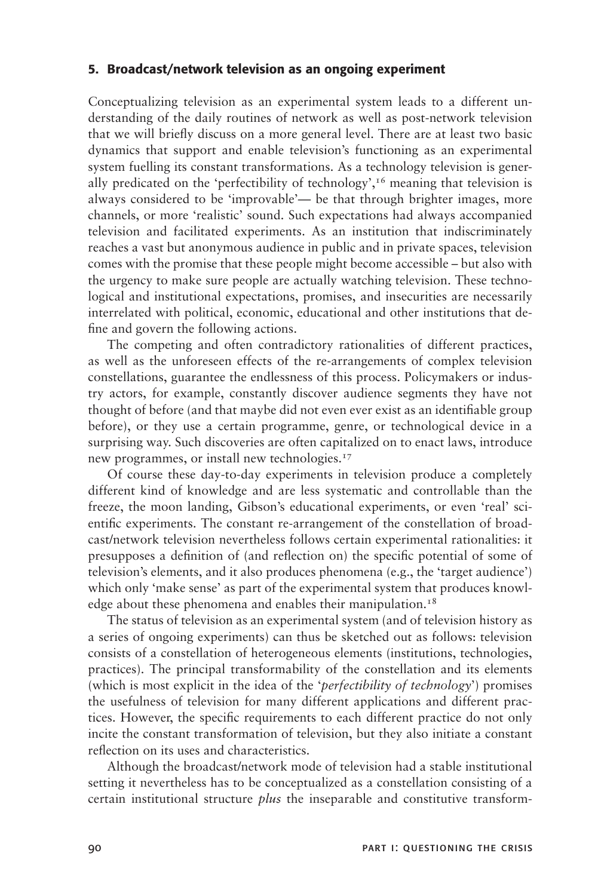## 5. Broadcast/network television as an ongoing experiment

Conceptualizing television as an experimental system leads to a different understanding of the daily routines of network as well as post-network television that we will briefly discuss on a more general level. There are at least two basic dynamics that support and enable television's functioning as an experimental system fuelling its constant transformations. As a technology television is generally predicated on the 'perfectibility of technology',[16] meaning that television is always considered to be 'improvable'— be that through brighter images, more channels, or more 'realistic' sound. Such expectations had always accompanied television and facilitated experiments. As an institution that indiscriminately reaches a vast but anonymous audience in public and in private spaces, television comes with the promise that these people might become accessible – but also with the urgency to make sure people are actually watching television. These technological and institutional expectations, promises, and insecurities are necessarily interrelated with political, economic, educational and other institutions that define and govern the following actions.

The competing and often contradictory rationalities of different practices, as well as the unforeseen effects of the re-arrangements of complex television constellations, guarantee the endlessness of this process. Policymakers or industry actors, for example, constantly discover audience segments they have not thought of before (and that maybe did not even ever exist as an identifiable group before), or they use a certain programme, genre, or technological device in a surprising way. Such discoveries are often capitalized on to enact laws, introduce new programmes, or install new technologies.[17]

Of course these day-to-day experiments in television produce a completely different kind of knowledge and are less systematic and controllable than the freeze, the moon landing, Gibson's educational experiments, or even 'real' scientific experiments. The constant re-arrangement of the constellation of broadcast/network television nevertheless follows certain experimental rationalities: it presupposes a definition of (and reflection on) the specific potential of some of television's elements, and it also produces phenomena (e.g., the 'target audience') which only 'make sense' as part of the experimental system that produces knowledge about these phenomena and enables their manipulation.[18]

The status of television as an experimental system (and of television history as a series of ongoing experiments) can thus be sketched out as follows: television consists of a constellation of heterogeneous elements (institutions, technologies, practices). The principal transformability of the constellation and its elements (which is most explicit in the idea of the '*perfectibility of technology*') promises the usefulness of television for many different applications and different practices. However, the specific requirements to each different practice do not only incite the constant transformation of television, but they also initiate a constant reflection on its uses and characteristics.

Although the broadcast/network mode of television had a stable institutional setting it nevertheless has to be conceptualized as a constellation consisting of a certain institutional structure *plus* the inseparable and constitutive transform-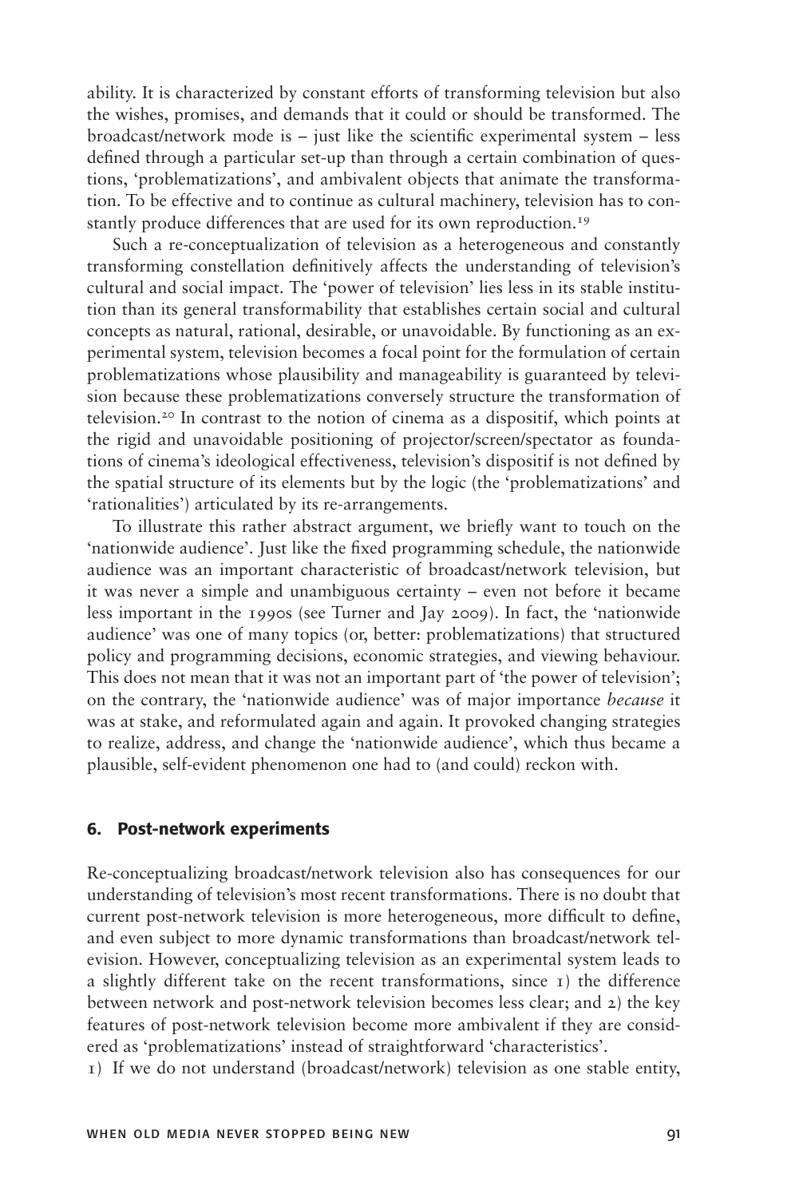ability. It is characterized by constant efforts of transforming television but also the wishes, promises, and demands that it could or should be transformed. The broadcast/network mode is – just like the scientific experimental system – less defined through a particular set-up than through a certain combination of questions, 'problematizations', and ambivalent objects that animate the transformation. To be effective and to continue as cultural machinery, television has to constantly produce differences that are used for its own reproduction.[19]

Such a re-conceptualization of television as a heterogeneous and constantly transforming constellation definitively affects the understanding of television's cultural and social impact. The 'power of television' lies less in its stable institution than its general transformability that establishes certain social and cultural concepts as natural, rational, desirable, or unavoidable. By functioning as an experimental system, television becomes a focal point for the formulation of certain problematizations whose plausibility and manageability is guaranteed by television because these problematizations conversely structure the transformation of television.[20] In contrast to the notion of cinema as a dispositif, which points at the rigid and unavoidable positioning of projector/screen/spectator as foundations of cinema's ideological effectiveness, television's dispositif is not defined by the spatial structure of its elements but by the logic (the 'problematizations' and 'rationalities') articulated by its re-arrangements.

To illustrate this rather abstract argument, we briefly want to touch on the 'nationwide audience'. Just like the fixed programming schedule, the nationwide audience was an important characteristic of broadcast/network television, but it was never a simple and unambiguous certainty – even not before it became less important in the 1990s (see Turner and Jay 2009). In fact, the 'nationwide audience' was one of many topics (or, better: problematizations) that structured policy and programming decisions, economic strategies, and viewing behaviour. This does not mean that it was not an important part of 'the power of television'; on the contrary, the 'nationwide audience' was of major importance *because* it was at stake, and reformulated again and again. It provoked changing strategies to realize, address, and change the 'nationwide audience', which thus became a plausible, self-evident phenomenon one had to (and could) reckon with.

## 6. Post-network experiments

Re-conceptualizing broadcast/network television also has consequences for our understanding of television's most recent transformations. There is no doubt that current post-network television is more heterogeneous, more difficult to define, and even subject to more dynamic transformations than broadcast/network television. However, conceptualizing television as an experimental system leads to a slightly different take on the recent transformations, since 1) the difference between network and post-network television becomes less clear; and 2) the key features of post-network television become more ambivalent if they are considered as 'problematizations' instead of straightforward 'characteristics'.

1) If we do not understand (broadcast/network) television as one stable entity,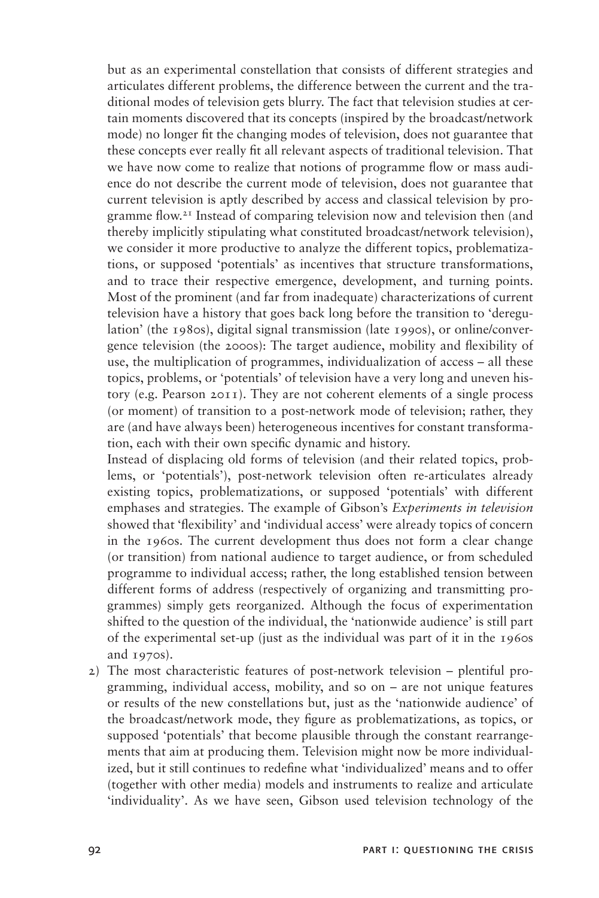but as an experimental constellation that consists of different strategies and articulates different problems, the difference between the current and the traditional modes of television gets blurry. The fact that television studies at certain moments discovered that its concepts (inspired by the broadcast/network mode) no longer fit the changing modes of television, does not guarantee that these concepts ever really fit all relevant aspects of traditional television. That we have now come to realize that notions of programme flow or mass audience do not describe the current mode of television, does not guarantee that current television is aptly described by access and classical television by programme flow.[21] Instead of comparing television now and television then (and thereby implicitly stipulating what constituted broadcast/network television), we consider it more productive to analyze the different topics, problematizations, or supposed 'potentials' as incentives that structure transformations, and to trace their respective emergence, development, and turning points. Most of the prominent (and far from inadequate) characterizations of current television have a history that goes back long before the transition to 'deregulation' (the 1980s), digital signal transmission (late 1990s), or online/convergence television (the 2000s): The target audience, mobility and flexibility of use, the multiplication of programmes, individualization of access – all these topics, problems, or 'potentials' of television have a very long and uneven history (e.g. Pearson 2011). They are not coherent elements of a single process (or moment) of transition to a post-network mode of television; rather, they are (and have always been) heterogeneous incentives for constant transformation, each with their own specific dynamic and history.

Instead of displacing old forms of television (and their related topics, problems, or 'potentials'), post-network television often re-articulates already existing topics, problematizations, or supposed 'potentials' with different emphases and strategies. The example of Gibson's *Experiments in television* showed that 'flexibility' and 'individual access' were already topics of concern in the 1960s. The current development thus does not form a clear change (or transition) from national audience to target audience, or from scheduled programme to individual access; rather, the long established tension between different forms of address (respectively of organizing and transmitting programmes) simply gets reorganized. Although the focus of experimentation shifted to the question of the individual, the 'nationwide audience' is still part of the experimental set-up (just as the individual was part of it in the 1960s and 1970s).

2) The most characteristic features of post-network television – plentiful programming, individual access, mobility, and so on – are not unique features or results of the new constellations but, just as the 'nationwide audience' of the broadcast/network mode, they figure as problematizations, as topics, or supposed 'potentials' that become plausible through the constant rearrangements that aim at producing them. Television might now be more individualized, but it still continues to redefine what 'individualized' means and to offer (together with other media) models and instruments to realize and articulate 'individuality'. As we have seen, Gibson used television technology of the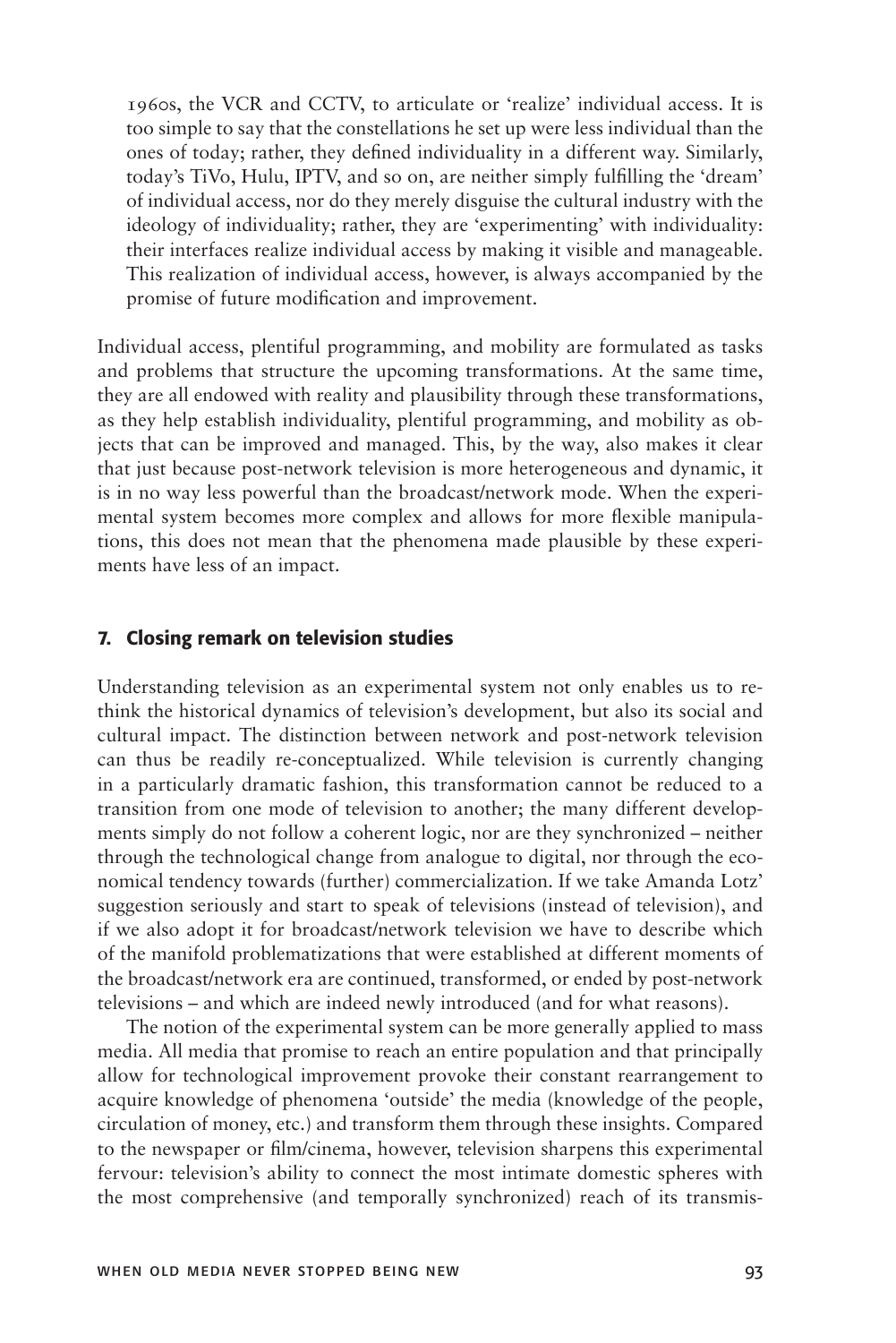1960s, the VCR and CCTV, to articulate or 'realize' individual access. It is too simple to say that the constellations he set up were less individual than the ones of today; rather, they defined individuality in a different way. Similarly, today's TiVo, Hulu, IPTV, and so on, are neither simply fulfilling the 'dream' of individual access, nor do they merely disguise the cultural industry with the ideology of individuality; rather, they are 'experimenting' with individuality: their interfaces realize individual access by making it visible and manageable. This realization of individual access, however, is always accompanied by the promise of future modification and improvement.

Individual access, plentiful programming, and mobility are formulated as tasks and problems that structure the upcoming transformations. At the same time, they are all endowed with reality and plausibility through these transformations, as they help establish individuality, plentiful programming, and mobility as objects that can be improved and managed. This, by the way, also makes it clear that just because post-network television is more heterogeneous and dynamic, it is in no way less powerful than the broadcast/network mode. When the experimental system becomes more complex and allows for more flexible manipulations, this does not mean that the phenomena made plausible by these experiments have less of an impact.

## 7. Closing remark on television studies

Understanding television as an experimental system not only enables us to rethink the historical dynamics of television's development, but also its social and cultural impact. The distinction between network and post-network television can thus be readily re-conceptualized. While television is currently changing in a particularly dramatic fashion, this transformation cannot be reduced to a transition from one mode of television to another; the many different developments simply do not follow a coherent logic, nor are they synchronized – neither through the technological change from analogue to digital, nor through the economical tendency towards (further) commercialization. If we take Amanda Lotz' suggestion seriously and start to speak of televisions (instead of television), and if we also adopt it for broadcast/network television we have to describe which of the manifold problematizations that were established at different moments of the broadcast/network era are continued, transformed, or ended by post-network televisions – and which are indeed newly introduced (and for what reasons).

The notion of the experimental system can be more generally applied to mass media. All media that promise to reach an entire population and that principally allow for technological improvement provoke their constant rearrangement to acquire knowledge of phenomena 'outside' the media (knowledge of the people, circulation of money, etc.) and transform them through these insights. Compared to the newspaper or film/cinema, however, television sharpens this experimental fervour: television's ability to connect the most intimate domestic spheres with the most comprehensive (and temporally synchronized) reach of its transmis-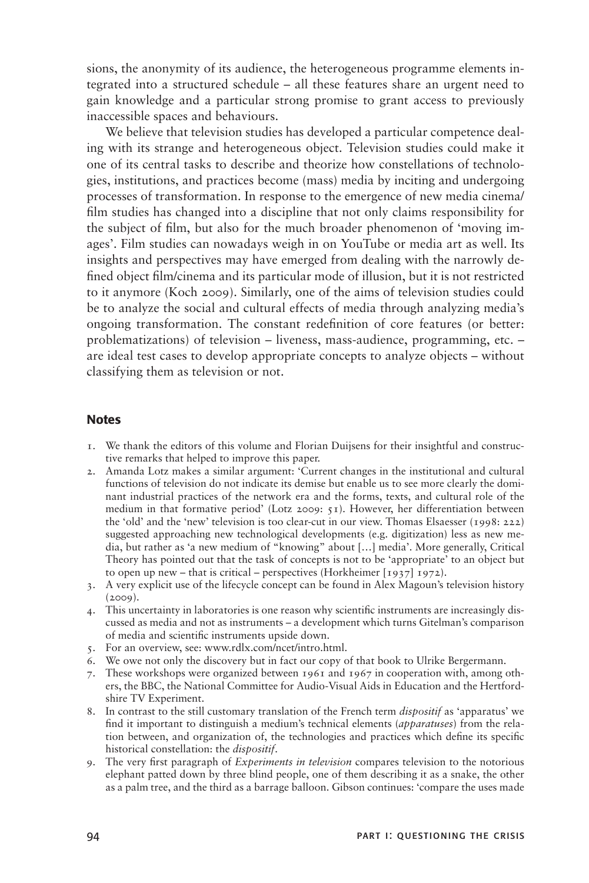sions, the anonymity of its audience, the heterogeneous programme elements integrated into a structured schedule – all these features share an urgent need to gain knowledge and a particular strong promise to grant access to previously inaccessible spaces and behaviours.

We believe that television studies has developed a particular competence dealing with its strange and heterogeneous object. Television studies could make it one of its central tasks to describe and theorize how constellations of technologies, institutions, and practices become (mass) media by inciting and undergoing processes of transformation. In response to the emergence of new media cinema/film studies has changed into a discipline that not only claims responsibility for the subject of film, but also for the much broader phenomenon of 'moving images'. Film studies can nowadays weigh in on YouTube or media art as well. Its insights and perspectives may have emerged from dealing with the narrowly defined object film/cinema and its particular mode of illusion, but it is not restricted to it anymore (Koch 2009). Similarly, one of the aims of television studies could be to analyze the social and cultural effects of media through analyzing media's ongoing transformation. The constant redefinition of core features (or better: problematizations) of television – liveness, mass-audience, programming, etc. – are ideal test cases to develop appropriate concepts to analyze objects – without classifying them as television or not.

## Notes

1. We thank the editors of this volume and Florian Duijsens for their insightful and constructive remarks that helped to improve this paper.
2. Amanda Lotz makes a similar argument: 'Current changes in the institutional and cultural functions of television do not indicate its demise but enable us to see more clearly the dominant industrial practices of the network era and the forms, texts, and cultural role of the medium in that formative period' (Lotz 2009: 51). However, her differentiation between the 'old' and the 'new' television is too clear-cut in our view. Thomas Elsaesser (1998: 222) suggested approaching new technological developments (e.g. digitization) less as new media, but rather as 'a new medium of "knowing" about [...] media'. More generally, Critical Theory has pointed out that the task of concepts is not to be 'appropriate' to an object but to open up new – that is critical – perspectives (Horkheimer [1937] 1972).
3. A very explicit use of the lifecycle concept can be found in Alex Magoun's television history (2009).
4. This uncertainty in laboratories is one reason why scientific instruments are increasingly discussed as media and not as instruments – a development which turns Gitelman's comparison of media and scientific instruments upside down.
5. For an overview, see: www.rdlx.com/ncet/intro.html.
6. We owe not only the discovery but in fact our copy of that book to Ulrike Bergermann.
7. These workshops were organized between 1961 and 1967 in cooperation with, among others, the BBC, the National Committee for Audio-Visual Aids in Education and the Hertfordshire TV Experiment.
8. In contrast to the still customary translation of the French term *dispositif* as 'apparatus' we find it important to distinguish a medium's technical elements (*apparatuses*) from the relation between, and organization of, the technologies and practices which define its specific historical constellation: the *dispositif*.
9. The very first paragraph of *Experiments in television* compares television to the notorious elephant patted down by three blind people, one of them describing it as a snake, the other as a palm tree, and the third as a barrage balloon. Gibson continues: 'compare the uses made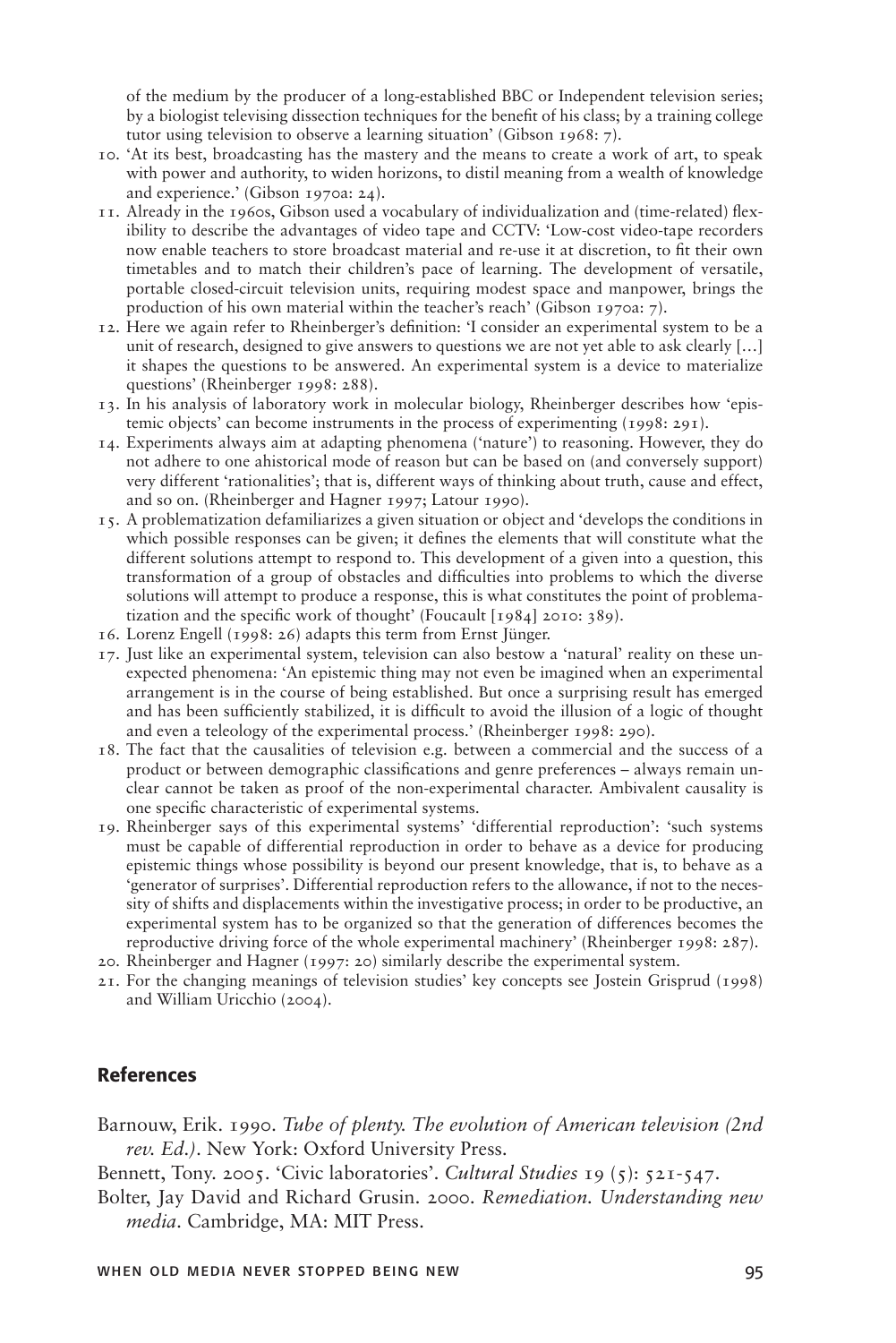of the medium by the producer of a long-established BBC or Independent television series; by a biologist televising dissection techniques for the benefit of his class; by a training college tutor using television to observe a learning situation' (Gibson 1968: 7).

10. 'At its best, broadcasting has the mastery and the means to create a work of art, to speak with power and authority, to widen horizons, to distil meaning from a wealth of knowledge and experience.' (Gibson 1970a: 24).
11. Already in the 1960s, Gibson used a vocabulary of individualization and (time-related) flexibility to describe the advantages of video tape and CCTV: 'Low-cost video-tape recorders now enable teachers to store broadcast material and re-use it at discretion, to fit their own timetables and to match their children's pace of learning. The development of versatile, portable closed-circuit television units, requiring modest space and manpower, brings the production of his own material within the teacher's reach' (Gibson 1970a: 7).
12. Here we again refer to Rheinberger's definition: 'I consider an experimental system to be a unit of research, designed to give answers to questions we are not yet able to ask clearly [...] it shapes the questions to be answered. An experimental system is a device to materialize questions' (Rheinberger 1998: 288).
13. In his analysis of laboratory work in molecular biology, Rheinberger describes how 'epistemic objects' can become instruments in the process of experimenting (1998: 291).
14. Experiments always aim at adapting phenomena ('nature') to reasoning. However, they do not adhere to one ahistorical mode of reason but can be based on (and conversely support) very different 'rationalities'; that is, different ways of thinking about truth, cause and effect, and so on. (Rheinberger and Hagner 1997; Latour 1990).
15. A problematization defamiliarizes a given situation or object and 'develops the conditions in which possible responses can be given; it defines the elements that will constitute what the different solutions attempt to respond to. This development of a given into a question, this transformation of a group of obstacles and difficulties into problems to which the diverse solutions will attempt to produce a response, this is what constitutes the point of problematization and the specific work of thought' (Foucault [1984] 2010: 389).
16. Lorenz Engell (1998: 26) adapts this term from Ernst Jünger.
17. Just like an experimental system, television can also bestow a 'natural' reality on these unexpected phenomena: 'An epistemic thing may not even be imagined when an experimental arrangement is in the course of being established. But once a surprising result has emerged and has been sufficiently stabilized, it is difficult to avoid the illusion of a logic of thought and even a teleology of the experimental process.' (Rheinberger 1998: 290).
18. The fact that the causalities of television e.g. between a commercial and the success of a product or between demographic classifications and genre preferences – always remain unclear cannot be taken as proof of the non-experimental character. Ambivalent causality is one specific characteristic of experimental systems.
19. Rheinberger says of this experimental systems' 'differential reproduction': 'such systems must be capable of differential reproduction in order to behave as a device for producing epistemic things whose possibility is beyond our present knowledge, that is, to behave as a 'generator of surprises'. Differential reproduction refers to the allowance, if not to the necessity of shifts and displacements within the investigative process; in order to be productive, an experimental system has to be organized so that the generation of differences becomes the reproductive driving force of the whole experimental machinery' (Rheinberger 1998: 287).
20. Rheinberger and Hagner (1997: 20) similarly describe the experimental system.
21. For the changing meanings of television studies' key concepts see Jostein Grisprud (1998) and William Uricchio (2004).

## References

Barnouw, Erik. 1990. *Tube of plenty. The evolution of American television (2nd rev. Ed.)*. New York: Oxford University Press.

Bennett, Tony. 2005. 'Civic laboratories'. *Cultural Studies* 19 (5): 521-547.

Bolter, Jay David and Richard Grusin. 2000. *Remediation. Understanding new media*. Cambridge, MA: MIT Press.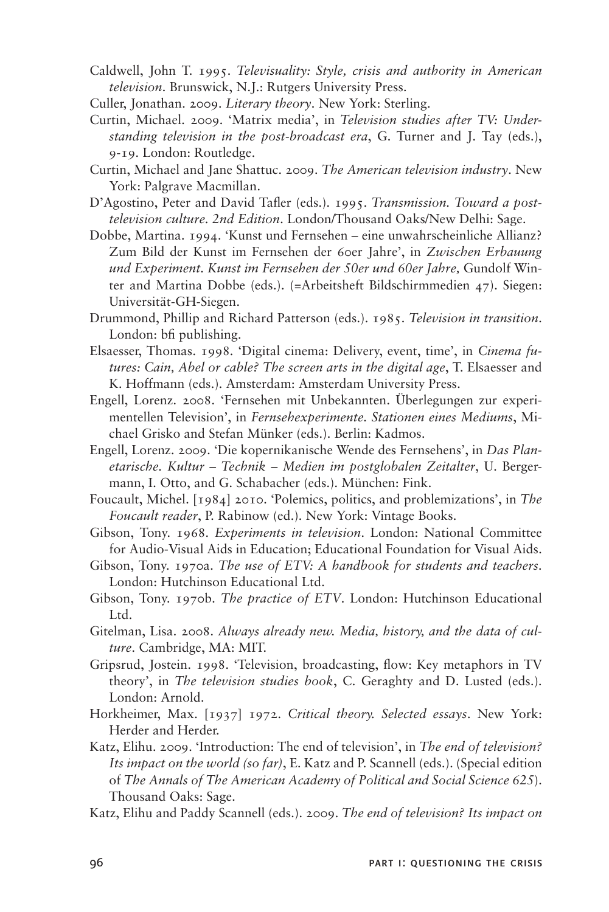Caldwell, John T. 1995. *Televisuality: Style, crisis and authority in American television*. Brunswick, N.J.: Rutgers University Press.

Culler, Jonathan. 2009. *Literary theory*. New York: Sterling.

Curtin, Michael. 2009. 'Matrix media', in *Television studies after TV: Understanding television in the post-broadcast era*, G. Turner and J. Tay (eds.), 9-19. London: Routledge.

Curtin, Michael and Jane Shattuc. 2009. *The American television industry*. New York: Palgrave Macmillan.

D'Agostino, Peter and David Tafler (eds.). 1995. *Transmission. Toward a post-television culture. 2nd Edition*. London/Thousand Oaks/New Delhi: Sage.

Dobbe, Martina. 1994. 'Kunst und Fernsehen – eine unwahrscheinliche Allianz? Zum Bild der Kunst im Fernsehen der 60er Jahre', in *Zwischen Erbauung und Experiment. Kunst im Fernsehen der 50er und 60er Jahre,* Gundolf Winter and Martina Dobbe (eds.). (=Arbeitsheft Bildschirmmedien 47). Siegen: Universität-GH-Siegen.

Drummond, Phillip and Richard Patterson (eds.). 1985. *Television in transition*. London: bfi publishing.

Elsaesser, Thomas. 1998. 'Digital cinema: Delivery, event, time', in *Cinema futures: Cain, Abel or cable? The screen arts in the digital age*, T. Elsaesser and K. Hoffmann (eds.). Amsterdam: Amsterdam University Press.

Engell, Lorenz. 2008. 'Fernsehen mit Unbekannten. Überlegungen zur experimentellen Television', in *Fernsehexperimente. Stationen eines Mediums*, Michael Grisko and Stefan Münker (eds.). Berlin: Kadmos.

Engell, Lorenz. 2009. 'Die kopernikanische Wende des Fernsehens', in *Das Planetarische. Kultur – Technik – Medien im postglobalen Zeitalter*, U. Bergermann, I. Otto, and G. Schabacher (eds.). München: Fink.

Foucault, Michel. [1984] 2010. 'Polemics, politics, and problemizations', in *The Foucault reader*, P. Rabinow (ed.). New York: Vintage Books.

Gibson, Tony. 1968. *Experiments in television*. London: National Committee for Audio-Visual Aids in Education; Educational Foundation for Visual Aids.

Gibson, Tony. 1970a. *The use of ETV: A handbook for students and teachers*. London: Hutchinson Educational Ltd.

Gibson, Tony. 1970b. *The practice of ETV*. London: Hutchinson Educational Ltd.

Gitelman, Lisa. 2008. *Always already new. Media, history, and the data of culture*. Cambridge, MA: MIT.

Gripsrud, Jostein. 1998. 'Television, broadcasting, flow: Key metaphors in TV theory', in *The television studies book*, C. Geraghty and D. Lusted (eds.). London: Arnold.

Horkheimer, Max. [1937] 1972. *Critical theory. Selected essays*. New York: Herder and Herder.

Katz, Elihu. 2009. 'Introduction: The end of television', in *The end of television? Its impact on the world (so far)*, E. Katz and P. Scannell (eds.). (Special edition of *The Annals of The American Academy of Political and Social Science 625*). Thousand Oaks: Sage.

Katz, Elihu and Paddy Scannell (eds.). 2009. *The end of television? Its impact on*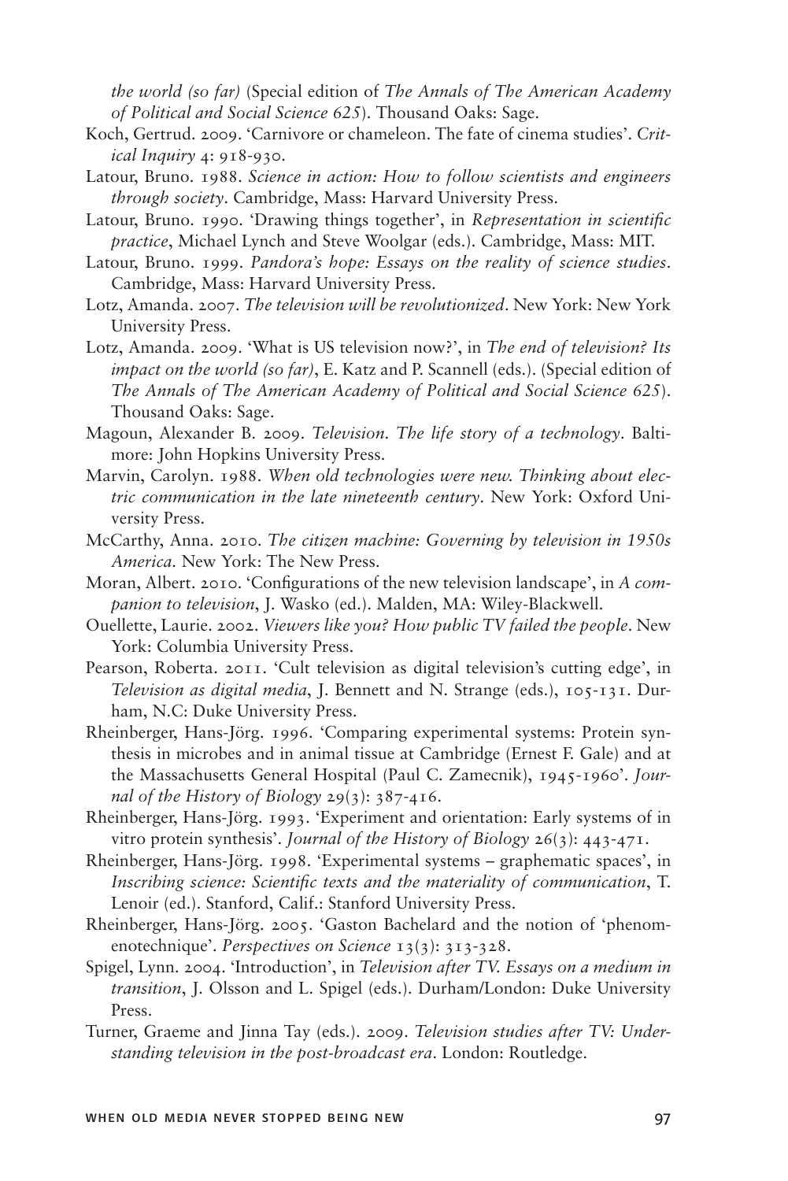*the world (so far)* (Special edition of *The Annals of The American Academy of Political and Social Science 625*). Thousand Oaks: Sage.

Koch, Gertrud. 2009. 'Carnivore or chameleon. The fate of cinema studies'. *Critical Inquiry* 4: 918-930.

Latour, Bruno. 1988. *Science in action: How to follow scientists and engineers through society*. Cambridge, Mass: Harvard University Press.

Latour, Bruno. 1990. 'Drawing things together', in *Representation in scientific practice*, Michael Lynch and Steve Woolgar (eds.). Cambridge, Mass: MIT.

Latour, Bruno. 1999. *Pandora's hope: Essays on the reality of science studies*. Cambridge, Mass: Harvard University Press.

Lotz, Amanda. 2007. *The television will be revolutionized*. New York: New York University Press.

Lotz, Amanda. 2009. 'What is US television now?', in *The end of television? Its impact on the world (so far)*, E. Katz and P. Scannell (eds.). (Special edition of *The Annals of The American Academy of Political and Social Science 625*). Thousand Oaks: Sage.

Magoun, Alexander B. 2009. *Television. The life story of a technology*. Baltimore: John Hopkins University Press.

Marvin, Carolyn. 1988. *When old technologies were new. Thinking about electric communication in the late nineteenth century*. New York: Oxford University Press.

McCarthy, Anna. 2010. *The citizen machine: Governing by television in 1950s America*. New York: The New Press.

Moran, Albert. 2010. 'Configurations of the new television landscape', in *A companion to television*, J. Wasko (ed.). Malden, MA: Wiley-Blackwell.

Ouellette, Laurie. 2002. *Viewers like you? How public TV failed the people*. New York: Columbia University Press.

Pearson, Roberta. 2011. 'Cult television as digital television's cutting edge', in *Television as digital media*, J. Bennett and N. Strange (eds.), 105-131. Durham, N.C: Duke University Press.

Rheinberger, Hans-Jörg. 1996. 'Comparing experimental systems: Protein synthesis in microbes and in animal tissue at Cambridge (Ernest F. Gale) and at the Massachusetts General Hospital (Paul C. Zamecnik), 1945-1960'. *Journal of the History of Biology* 29(3): 387-416.

Rheinberger, Hans-Jörg. 1993. 'Experiment and orientation: Early systems of in vitro protein synthesis'. *Journal of the History of Biology* 26(3): 443-471.

Rheinberger, Hans-Jörg. 1998. 'Experimental systems – graphematic spaces', in *Inscribing science: Scientific texts and the materiality of communication*, T. Lenoir (ed.). Stanford, Calif.: Stanford University Press.

Rheinberger, Hans-Jörg. 2005. 'Gaston Bachelard and the notion of 'phenomenotechnique'. *Perspectives on Science* 13(3): 313-328.

Spigel, Lynn. 2004. 'Introduction', in *Television after TV. Essays on a medium in transition*, J. Olsson and L. Spigel (eds.). Durham/London: Duke University Press.

Turner, Graeme and Jinna Tay (eds.). 2009. *Television studies after TV: Understanding television in the post-broadcast era*. London: Routledge.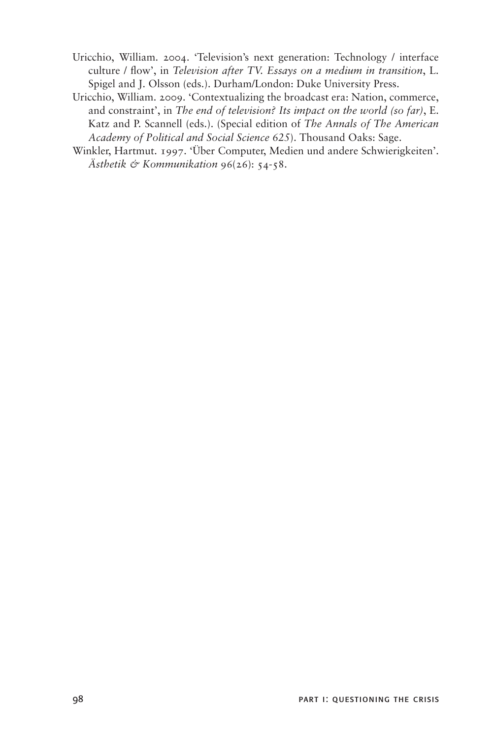Uricchio, William. 2004. 'Television's next generation: Technology / interface culture / flow', in *Television after TV. Essays on a medium in transition*, L. Spigel and J. Olsson (eds.). Durham/London: Duke University Press.

Uricchio, William. 2009. 'Contextualizing the broadcast era: Nation, commerce, and constraint', in *The end of television? Its impact on the world (so far)*, E. Katz and P. Scannell (eds.). (Special edition of *The Annals of The American Academy of Political and Social Science 625*). Thousand Oaks: Sage.

Winkler, Hartmut. 1997. 'Über Computer, Medien und andere Schwierigkeiten'. *Ästhetik & Kommunikation* 96(26): 54-58.